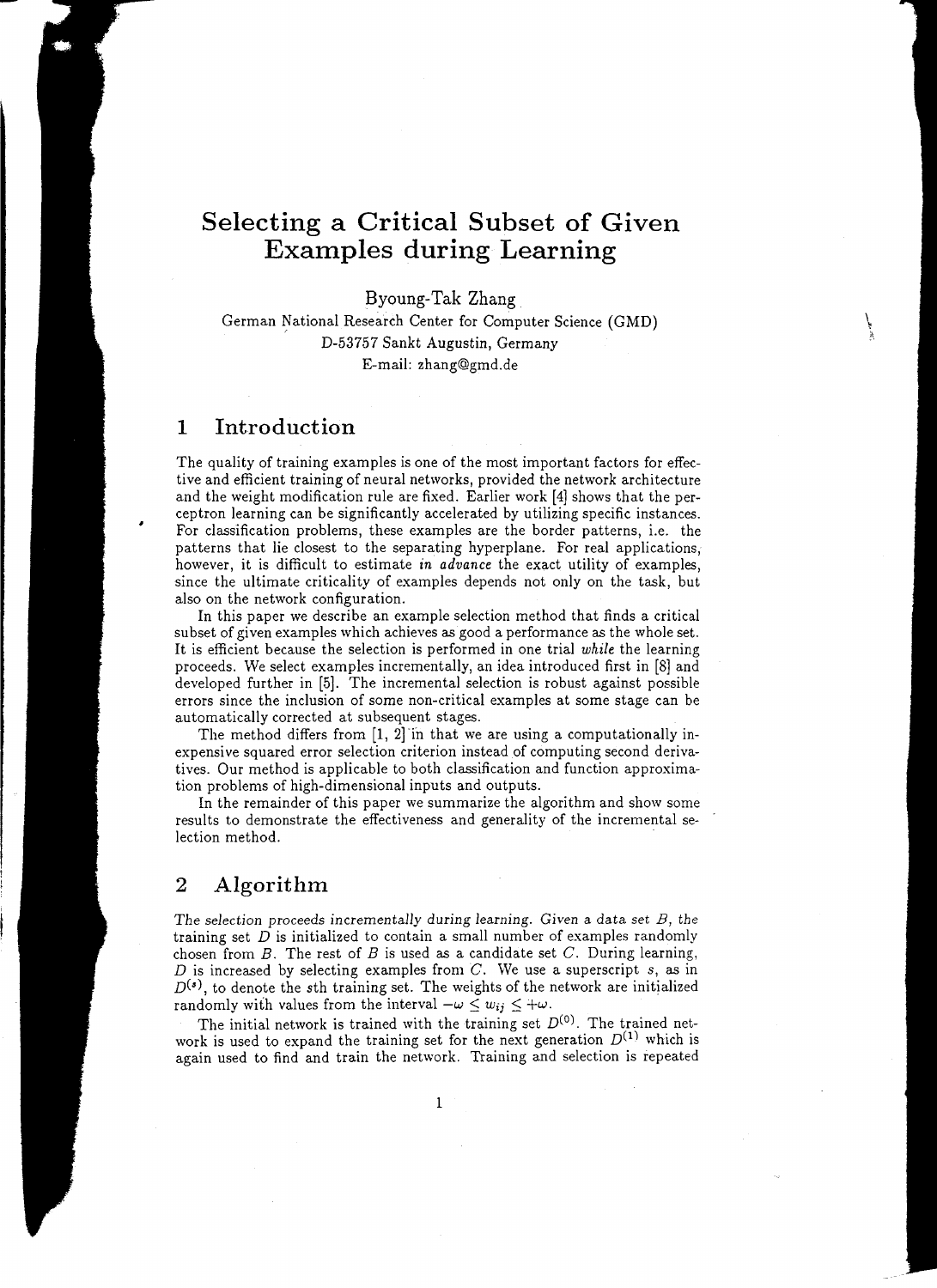# Selecting a Critical Subset of Given Examples during Learning

Byoung-Tak Zhang

German National Research Center for Computer Science (GMD)
D-53757 Sankt Augustin, Germany
E-mail: zhang@gmd.de

## 1 Introduction

The quality of training examples is one of the most important factors for effective and efficient training of neural networks, provided the network architecture and the weight modification rule are fixed. Earlier work [4] shows that the perceptron learning can be significantly accelerated by utilizing specific instances. For classification problems, these examples are the border patterns, i.e. the patterns that lie closest to the separating hyperplane. For real applications, however, it is difficult to estimate *in advance* the exact utility of examples, since the ultimate criticality of examples depends not only on the task, but also on the network configuration.

In this paper we describe an example selection method that finds a critical subset of given examples which achieves as good a performance as the whole set. It is efficient because the selection is performed in one trial *while* the learning proceeds. We select examples incrementally, an idea introduced first in [8] and developed further in [5]. The incremental selection is robust against possible errors since the inclusion of some non-critical examples at some stage can be automatically corrected at subsequent stages.

The method differs from [1, 2] in that we are using a computationally inexpensive squared error selection criterion instead of computing second derivatives. Our method is applicable to both classification and function approximation problems of high-dimensional inputs and outputs.

In the remainder of this paper we summarize the algorithm and show some results to demonstrate the effectiveness and generality of the incremental selection method.

## 2 Algorithm

*The selection proceeds incrementally during learning. Given a data set $B$, the* training set $D$ is initialized to contain a small number of examples randomly chosen from $B$. The rest of $B$ is used as a candidate set $C$. During learning, $D$ is increased by selecting examples from $C$. We use a superscript $s$, as in $D^{(s)}$, to denote the $s$th training set. The weights of the network are initialized randomly with values from the interval $-\omega \leq w_{ij} \leq +\omega$.

The initial network is trained with the training set $D^{(0)}$. The trained network is used to expand the training set for the next generation $D^{(1)}$ which is again used to find and train the network. Training and selection is repeated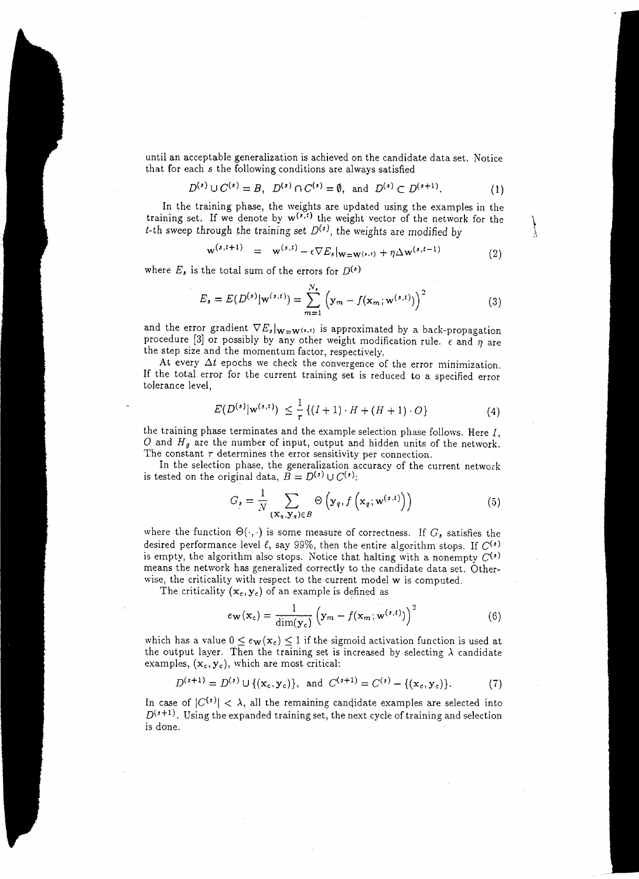until an acceptable generalization is achieved on the candidate data set. Notice that for each $s$ the following conditions are always satisfied

$$D^{(s)} \cup C^{(s)} = B, \quad D^{(s)} \cap C^{(s)} = \emptyset, \quad \text{and} \quad D^{(s)} \subset D^{(s+1)}. \tag{1}$$

In the training phase, the weights are updated using the examples in the training set. If we denote by $\mathbf{w}^{(s,t)}$ the weight vector of the network for the $t$-th sweep through the training set $D^{(s)}$, the weights are modified by

$$\mathbf{w}^{(s,t+1)} = \mathbf{w}^{(s,t)} - \epsilon \nabla E_s|_{\mathbf{w}=\mathbf{w}^{(s,t)}} + \eta \Delta \mathbf{w}^{(s,t-1)} \tag{2}$$

where $E_s$ is the total sum of the errors for $D^{(s)}$

$$E_s = E(D^{(s)}|\mathbf{w}^{(s,t)}) = \sum_{m=1}^{N_s} \left(\mathbf{y}_m - f(\mathbf{x}_m; \mathbf{w}^{(s,t)})\right)^2 \tag{3}$$

and the error gradient $\nabla E_s|_{\mathbf{w}=\mathbf{w}^{(s,t)}}$ is approximated by a back-propagation procedure [3] or possibly by any other weight modification rule. $\epsilon$ and $\eta$ are the step size and the momentum factor, respectively.

At every $\Delta t$ epochs we check the convergence of the error minimization. If the total error for the current training set is reduced to a specified error tolerance level,

$$E(D^{(s)}|\mathbf{w}^{(s,t)}) \leq \frac{1}{\tau} \{(I+1) \cdot H + (H+1) \cdot O\} \tag{4}$$

the training phase terminates and the example selection phase follows. Here $I$, $O$ and $H_g$ are the number of input, output and hidden units of the network. The constant $\tau$ determines the error sensitivity per connection.

In the selection phase, the generalization accuracy of the current network is tested on the original data, $B = D^{(s)} \cup C^{(s)}$:

$$G_s = \frac{1}{N} \sum_{(\mathbf{x}_q, \mathbf{y}_q) \in B} \Theta\left(\mathbf{y}_q, f\left(\mathbf{x}_q; \mathbf{w}^{(s,t)}\right)\right) \tag{5}$$

where the function $\Theta(\cdot, \cdot)$ is some measure of correctness. If $G_s$ satisfies the desired performance level $\ell$, say 99%, then the entire algorithm stops. If $C^{(s)}$ is empty, the algorithm also stops. Notice that halting with a nonempty $C^{(s)}$ means the network has generalized correctly to the candidate data set. Otherwise, the criticality with respect to the current model $\mathbf{w}$ is computed.

The criticality $(\mathbf{x}_c, \mathbf{y}_c)$ of an example is defined as

$$e_{\mathbf{W}}(\mathbf{x}_c) = \frac{1}{\dim(\mathbf{y}_c)} \left(\mathbf{y}_m - f(\mathbf{x}_m; \mathbf{w}^{(s,t)})\right)^2 \tag{6}$$

which has a value $0 \leq e_{\mathbf{W}}(\mathbf{x}_c) \leq 1$ if the sigmoid activation function is used at the output layer. Then the training set is increased by selecting $\lambda$ candidate examples, $(\mathbf{x}_c, \mathbf{y}_c)$, which are most critical:

$$D^{(s+1)} = D^{(s)} \cup \{(\mathbf{x}_c, \mathbf{y}_c)\}, \quad \text{and} \quad C^{(s+1)} = C^{(s)} - \{(\mathbf{x}_c, \mathbf{y}_c)\}. \tag{7}$$

In case of $|C^{(s)}| < \lambda$, all the remaining candidate examples are selected into $D^{(s+1)}$. Using the expanded training set, the next cycle of training and selection is done.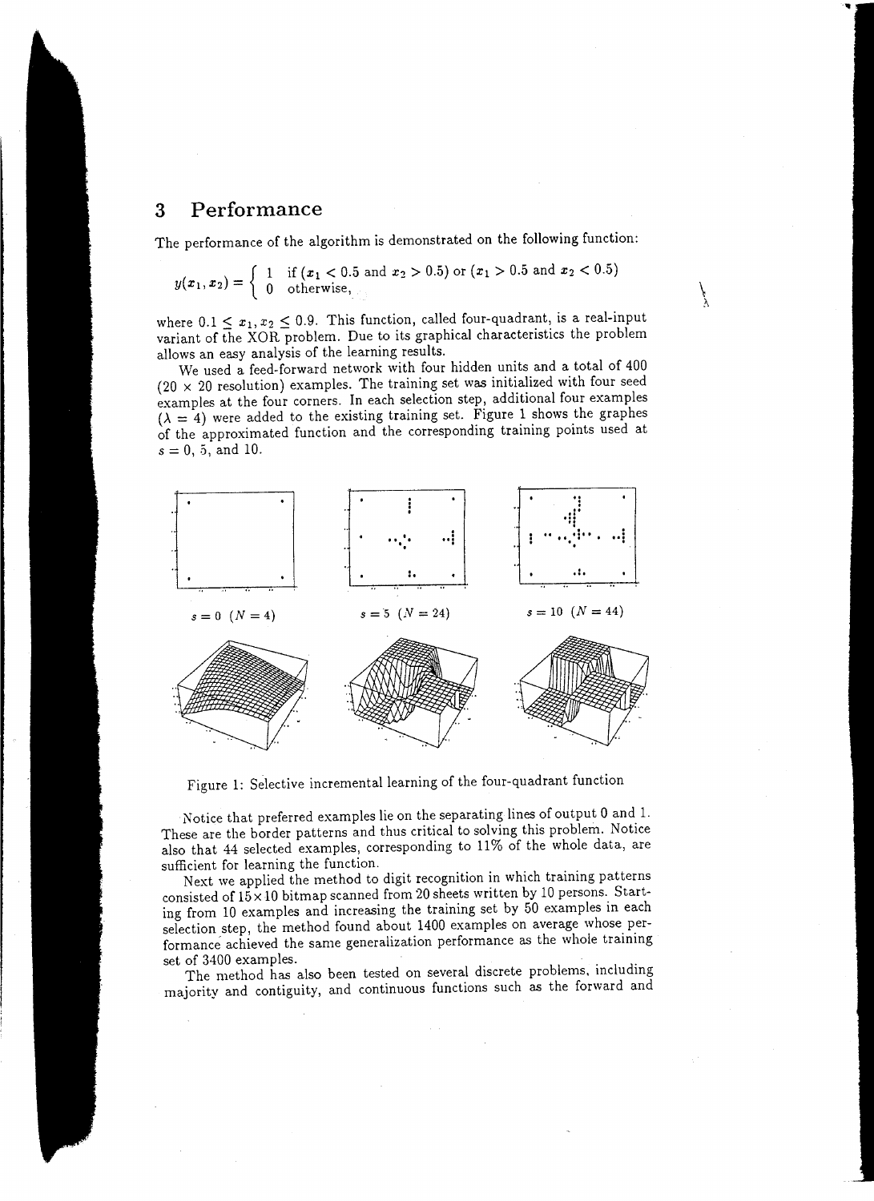## 3 Performance

The performance of the algorithm is demonstrated on the following function:

$$y(x_1, x_2) = \begin{cases} 1 & \text{if } (x_1 < 0.5 \text{ and } x_2 > 0.5) \text{ or } (x_1 > 0.5 \text{ and } x_2 < 0.5) \\ 0 & \text{otherwise,} \end{cases}$$

where $0.1 \leq x_1, x_2 \leq 0.9$. This function, called four-quadrant, is a real-input variant of the XOR problem. Due to its graphical characteristics the problem allows an easy analysis of the learning results.

We used a feed-forward network with four hidden units and a total of 400 ($20 \times 20$ resolution) examples. The training set was initialized with four seed examples at the four corners. In each selection step, additional four examples ($\lambda = 4$) were added to the existing training set. Figure 1 shows the graphes of the approximated function and the corresponding training points used at $s = 0$, 5, and 10.

$s = 0$ $(N = 4)$ $s = 5$ $(N = 24)$ $s = 10$ $(N = 44)$

Figure 1: Selective incremental learning of the four-quadrant function

Notice that preferred examples lie on the separating lines of output 0 and 1. These are the border patterns and thus critical to solving this problem. Notice also that 44 selected examples, corresponding to 11% of the whole data, are sufficient for learning the function.

Next we applied the method to digit recognition in which training patterns consisted of $15 \times 10$ bitmap scanned from 20 sheets written by 10 persons. Starting from 10 examples and increasing the training set by 50 examples in each selection step, the method found about 1400 examples on average whose performance achieved the same generalization performance as the whole training set of 3400 examples.

The method has also been tested on several discrete problems, including majority and contiguity, and continuous functions such as the forward and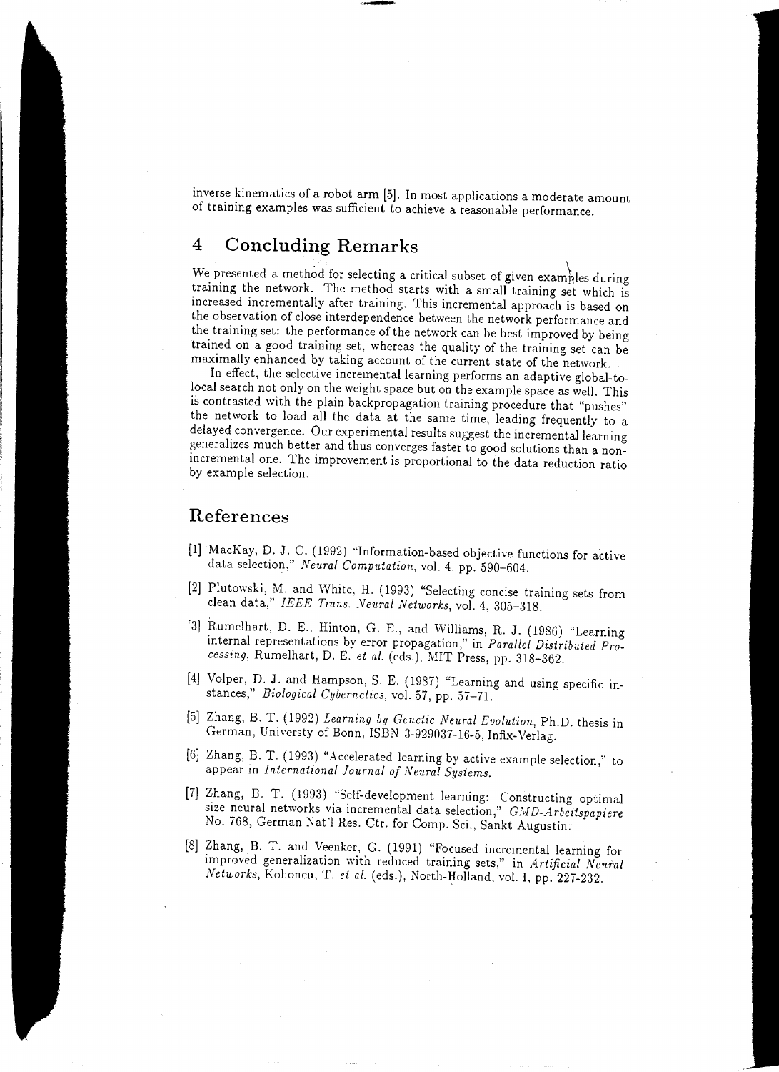inverse kinematics of a robot arm [5]. In most applications a moderate amount of training examples was sufficient to achieve a reasonable performance.

## 4 Concluding Remarks

We presented a method for selecting a critical subset of given examples during training the network. The method starts with a small training set which is increased incrementally after training. This incremental approach is based on the observation of close interdependence between the network performance and the training set: the performance of the network can be best improved by being trained on a good training set, whereas the quality of the training set can be maximally enhanced by taking account of the current state of the network.

In effect, the selective incremental learning performs an adaptive global-to-local search not only on the weight space but on the example space as well. This is contrasted with the plain backpropagation training procedure that "pushes" the network to load all the data at the same time, leading frequently to a delayed convergence. Our experimental results suggest the incremental learning generalizes much better and thus converges faster to good solutions than a non-incremental one. The improvement is proportional to the data reduction ratio by example selection.

## References

[1] MacKay, D. J. C. (1992) "Information-based objective functions for active data selection," *Neural Computation*, vol. 4, pp. 590–604.

[2] Plutowski, M. and White, H. (1993) "Selecting concise training sets from clean data," *IEEE Trans. Neural Networks*, vol. 4, 305–318.

[3] Rumelhart, D. E., Hinton, G. E., and Williams, R. J. (1986) "Learning internal representations by error propagation," in *Parallel Distributed Processing*, Rumelhart, D. E. *et al.* (eds.), MIT Press, pp. 318–362.

[4] Volper, D. J. and Hampson, S. E. (1987) "Learning and using specific instances," *Biological Cybernetics*, vol. 57, pp. 57–71.

[5] Zhang, B. T. (1992) *Learning by Genetic Neural Evolution*, Ph.D. thesis in German, Universty of Bonn, ISBN 3-929037-16-5, Infix-Verlag.

[6] Zhang, B. T. (1993) "Accelerated learning by active example selection," to appear in *International Journal of Neural Systems.*

[7] Zhang, B. T. (1993) "Self-development learning: Constructing optimal size neural networks via incremental data selection," *GMD-Arbeitspapiere* No. 768, German Nat'l Res. Ctr. for Comp. Sci., Sankt Augustin.

[8] Zhang, B. T. and Veenker, G. (1991) "Focused incremental learning for improved generalization with reduced training sets," in *Artificial Neural Networks*, Kohonen, T. *et al.* (eds.), North-Holland, vol. I, pp. 227-232.